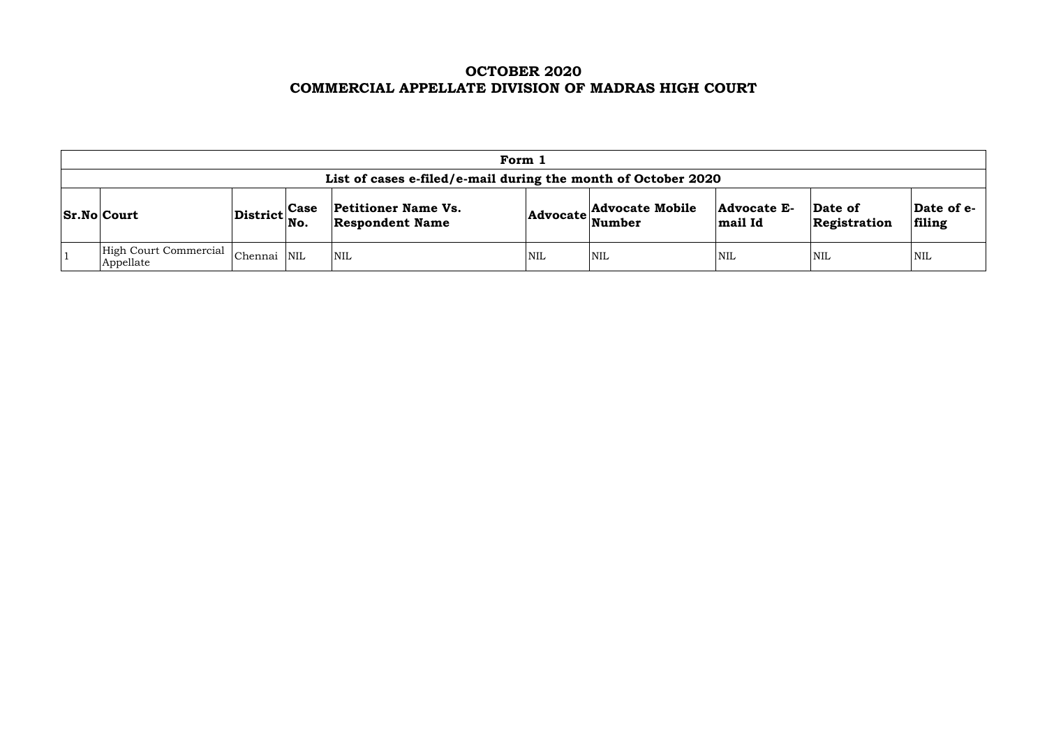# OCTOBER 2020
# COMMERCIAL APPELLATE DIVISION OF MADRAS HIGH COURT

| Form 1 | | | | | | | | | |
|---|---|---|---|---|---|---|---|---|---|
| **List of cases e-filed/e-mail during the month of October 2020** | | | | | | | | | |
| **Sr.No** | **Court** | **District** | **Case No.** | **Petitioner Name Vs. Respondent Name** | **Advocate** | **Advocate Mobile Number** | **Advocate E-mail Id** | **Date of Registration** | **Date of e-filing** |
| 1 | High Court Commercial Appellate | Chennai | NIL | NIL | NIL | NIL | NIL | NIL | NIL |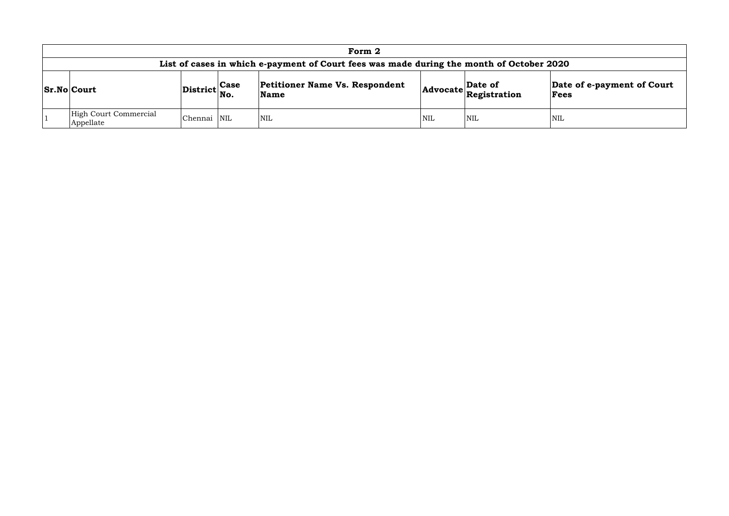| Form 2 | | | | | | | |
|---|---|---|---|---|---|---|---|
| **List of cases in which e-payment of Court fees was made during the month of October 2020** | | | | | | | |
| **Sr.No** | **Court** | **District** | **Case No.** | **Petitioner Name Vs. Respondent Name** | **Advocate** | **Date of Registration** | **Date of e-payment of Court Fees** |
| 1 | High Court Commercial Appellate | Chennai | NIL | NIL | NIL | NIL | NIL |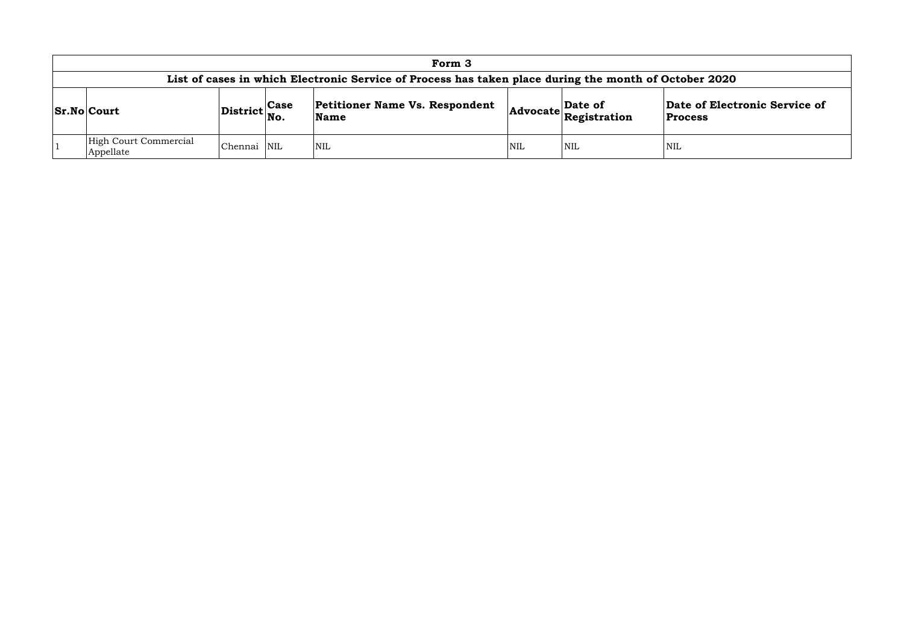| Form 3 | | | | | | | |
|---|---|---|---|---|---|---|---|
| **List of cases in which Electronic Service of Process has taken place during the month of October 2020** | | | | | | | |
| **Sr.No** | **Court** | **District** | **Case No.** | **Petitioner Name Vs. Respondent Name** | **Advocate** | **Date of Registration** | **Date of Electronic Service of Process** |
| 1 | High Court Commercial Appellate | Chennai | NIL | NIL | NIL | NIL | NIL |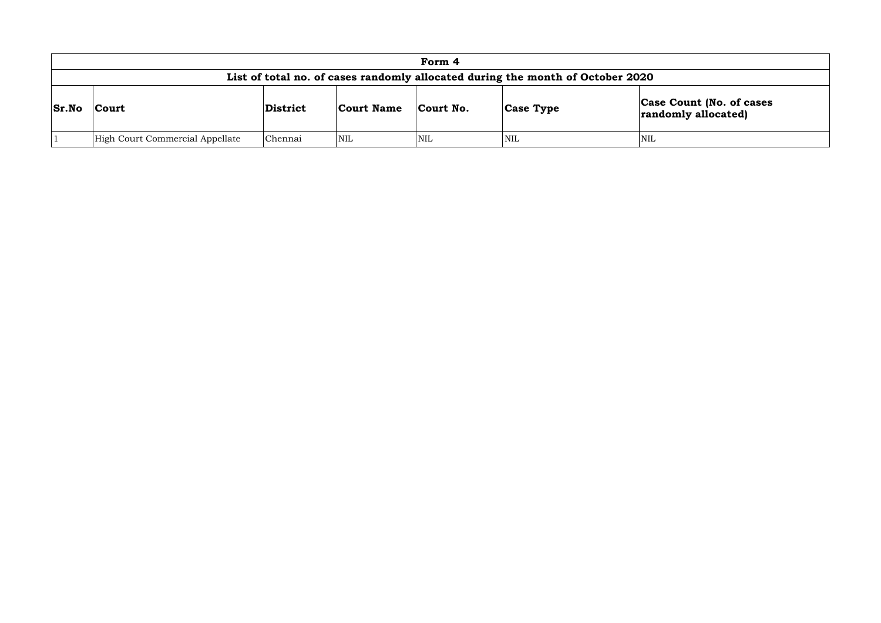# Form 4

## List of total no. of cases randomly allocated during the month of October 2020

| Sr.No | Court | District | Court Name | Court No. | Case Type | Case Count (No. of cases randomly allocated) |
|---|---|---|---|---|---|---|
| 1 | High Court Commercial Appellate | Chennai | NIL | NIL | NIL | NIL |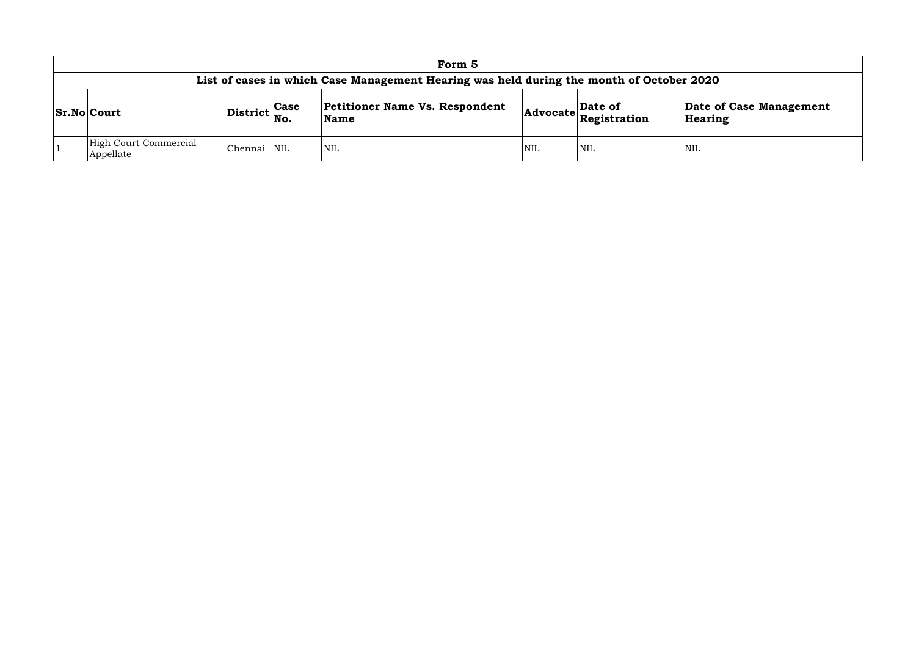| Form 5 | | | | | | | |
|---|---|---|---|---|---|---|---|
| List of cases in which Case Management Hearing was held during the month of October 2020 | | | | | | | |
| **Sr.No** | **Court** | **District** | **Case No.** | **Petitioner Name Vs. Respondent Name** | **Advocate** | **Date of Registration** | **Date of Case Management Hearing** |
| 1 | High Court Commercial Appellate | Chennai | NIL | NIL | NIL | NIL | NIL |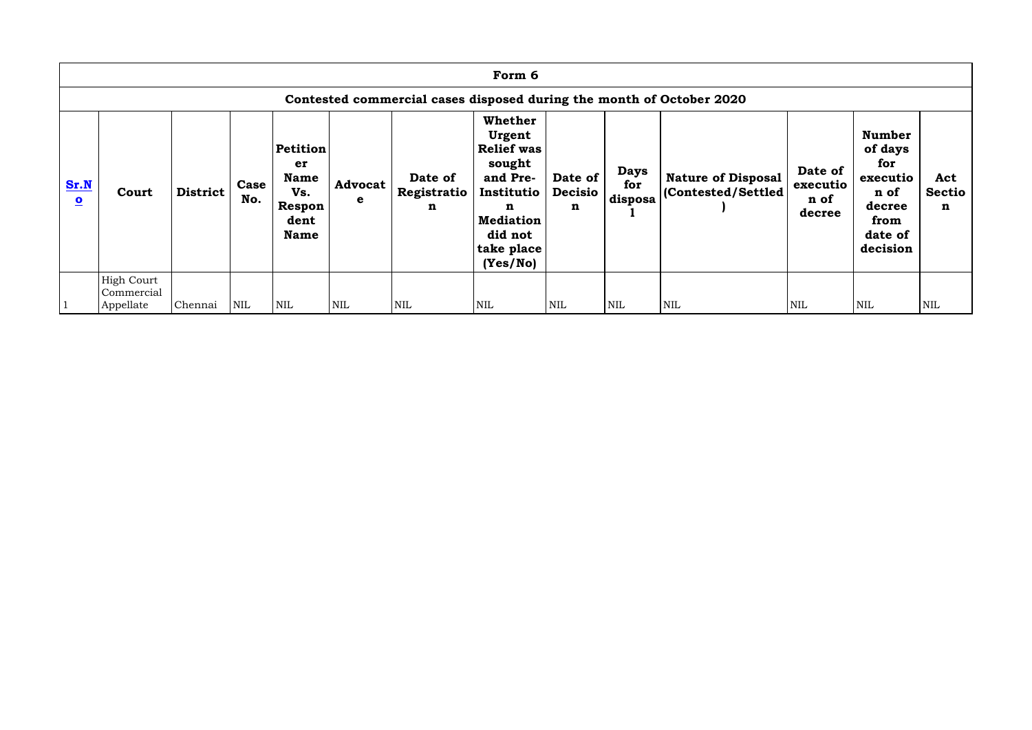| Form 6 | | | | | | | | | | | | | |
|---|---|---|---|---|---|---|---|---|---|---|---|---|---|
| Contested commercial cases disposed during the month of October 2020 | | | | | | | | | | | | | |
| Sr.No | Court | District | Case No. | Petitioner Name Vs. Respondent Name | Advocate | Date of Registration | Whether Urgent Relief was sought and Pre-Institution Mediation did not take place (Yes/No) | Date of Decision | Days for disposal | Nature of Disposal (Contested/Settled) | Date of execution of decree | Number of days for execution of decree from date of decision | Act Section |
| 1 | High Court Commercial Appellate | Chennai | NIL | NIL | NIL | NIL | NIL | NIL | NIL | NIL | NIL | NIL | NIL |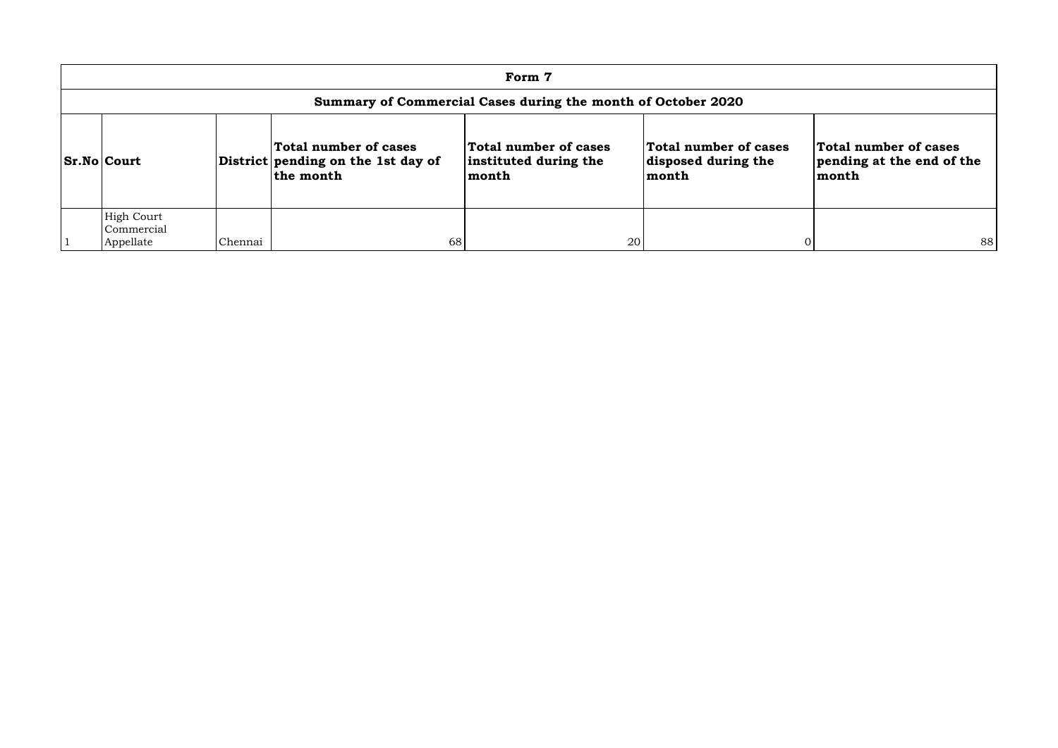# Form 7

## Summary of Commercial Cases during the month of October 2020

| Sr.No | Court | District | Total number of cases pending on the 1st day of the month | Total number of cases instituted during the month | Total number of cases disposed during the month | Total number of cases pending at the end of the month |
|---|---|---|---|---|---|---|
| 1 | High Court Commercial Appellate | Chennai | 68 | 20 | 0 | 88 |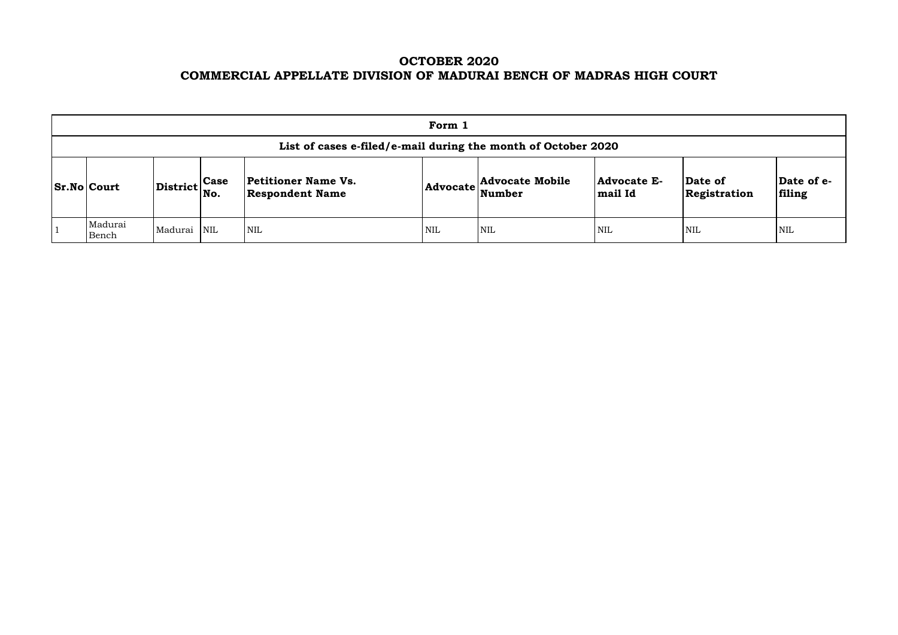# OCTOBER 2020
# COMMERCIAL APPELLATE DIVISION OF MADURAI BENCH OF MADRAS HIGH COURT

| Form 1 | | | | | | | | | |
|---|---|---|---|---|---|---|---|---|---|
| **List of cases e-filed/e-mail during the month of October 2020** | | | | | | | | | |
| **Sr.No** | **Court** | **District** | **Case No.** | **Petitioner Name Vs. Respondent Name** | **Advocate** | **Advocate Mobile Number** | **Advocate E-mail Id** | **Date of Registration** | **Date of e-filing** |
| 1 | Madurai Bench | Madurai | NIL | NIL | NIL | NIL | NIL | NIL | NIL |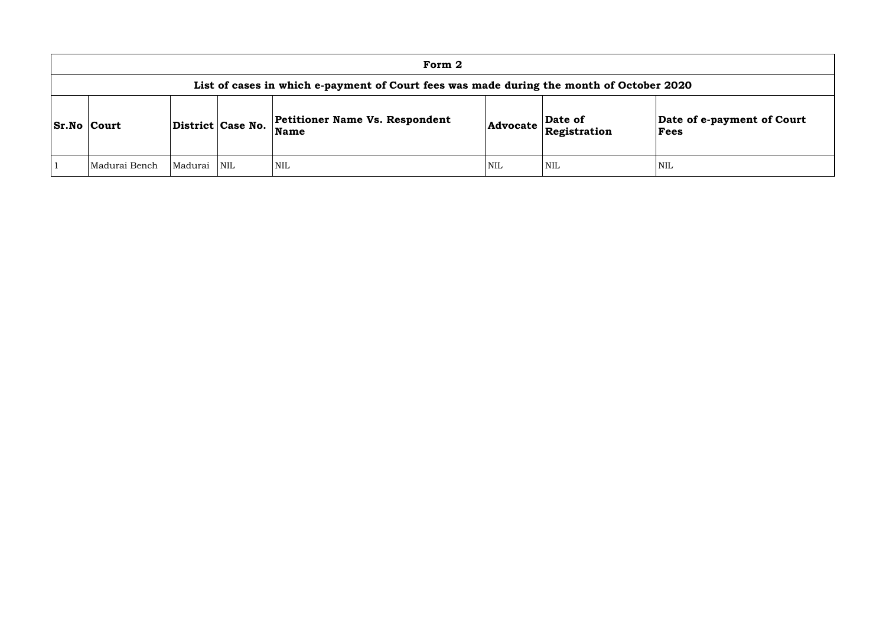| Form 2 | | | | | | | |
|---|---|---|---|---|---|---|---|
| **List of cases in which e-payment of Court fees was made during the month of October 2020** | | | | | | | |
| **Sr.No** | **Court** | **District** | **Case No.** | **Petitioner Name Vs. Respondent Name** | **Advocate** | **Date of Registration** | **Date of e-payment of Court Fees** |
| 1 | Madurai Bench | Madurai | NIL | NIL | NIL | NIL | NIL |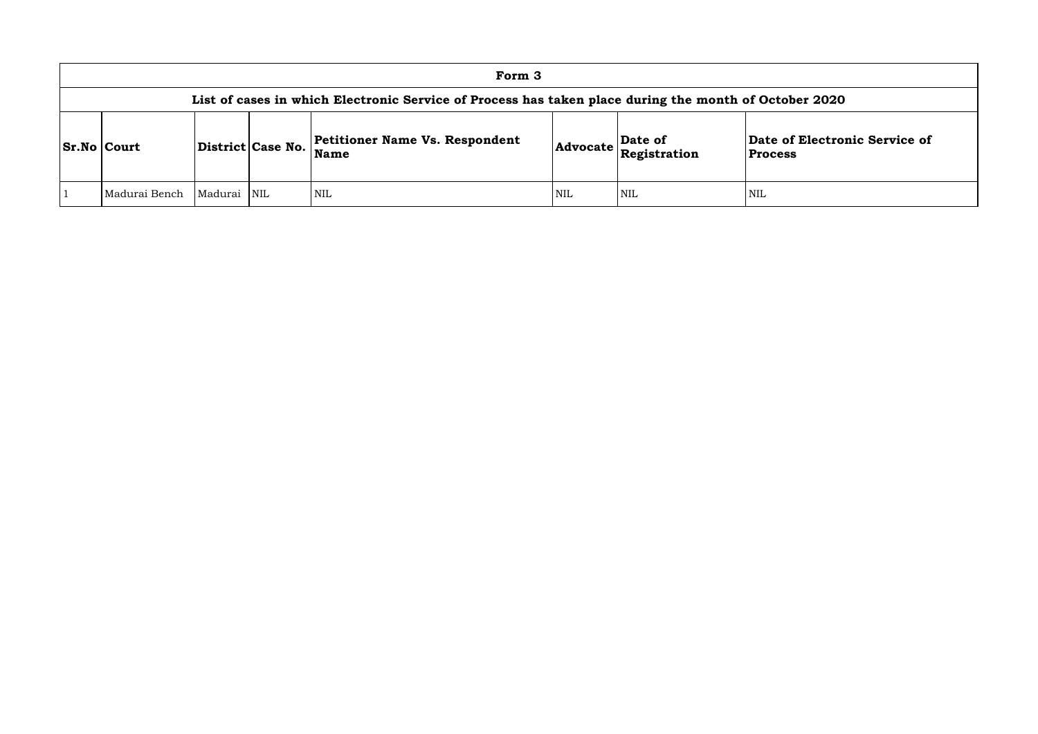| Form 3 | | | | | | | |
|---|---|---|---|---|---|---|---|
| **List of cases in which Electronic Service of Process has taken place during the month of October 2020** | | | | | | | |
| **Sr.No** | **Court** | **District** | **Case No.** | **Petitioner Name Vs. Respondent Name** | **Advocate** | **Date of Registration** | **Date of Electronic Service of Process** |
| 1 | Madurai Bench | Madurai | NIL | NIL | NIL | NIL | NIL |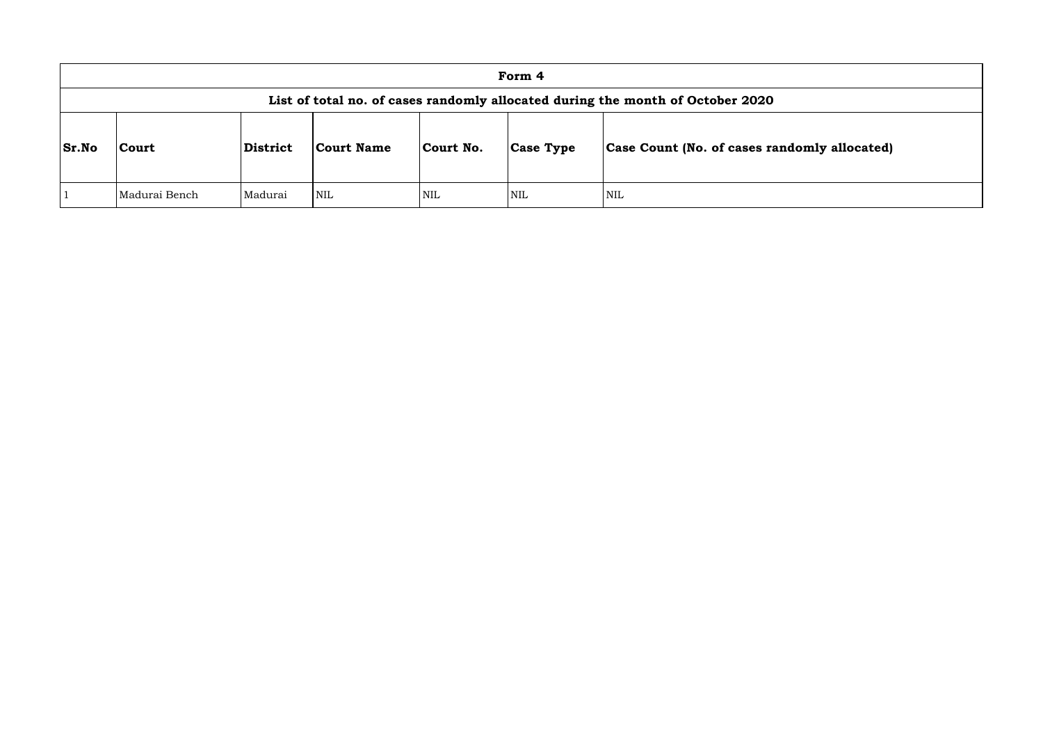| Form 4 | | | | | | |
|---|---|---|---|---|---|---|
| **List of total no. of cases randomly allocated during the month of October 2020** | | | | | | |
| **Sr.No** | **Court** | **District** | **Court Name** | **Court No.** | **Case Type** | **Case Count (No. of cases randomly allocated)** |
| 1 | Madurai Bench | Madurai | NIL | NIL | NIL | NIL |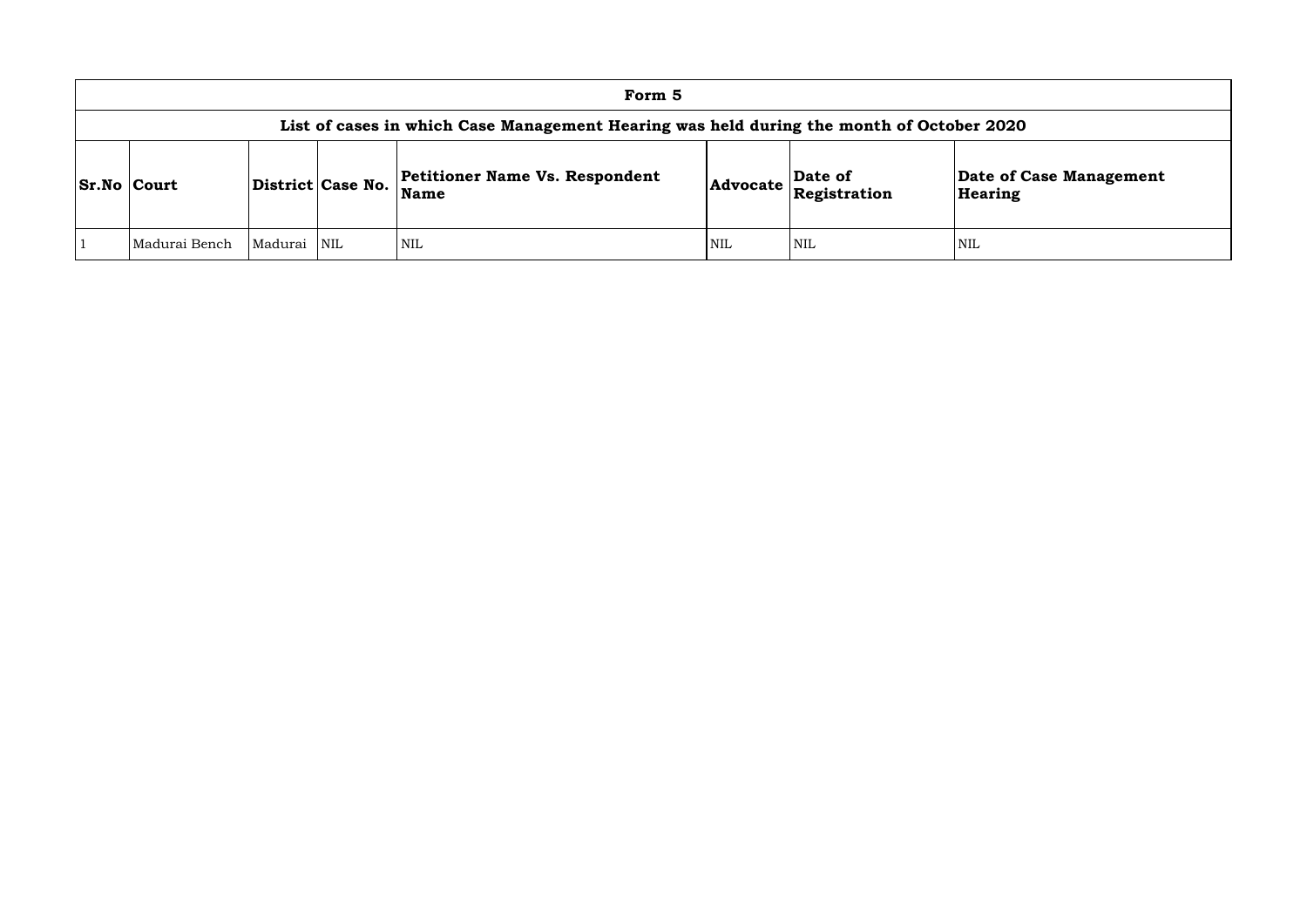| Form 5 | | | | | | | |
|---|---|---|---|---|---|---|---|
| **List of cases in which Case Management Hearing was held during the month of October 2020** | | | | | | | |
| **Sr.No** | **Court** | **District** | **Case No.** | **Petitioner Name Vs. Respondent Name** | **Advocate** | **Date of Registration** | **Date of Case Management Hearing** |
| 1 | Madurai Bench | Madurai | NIL | NIL | NIL | NIL | NIL |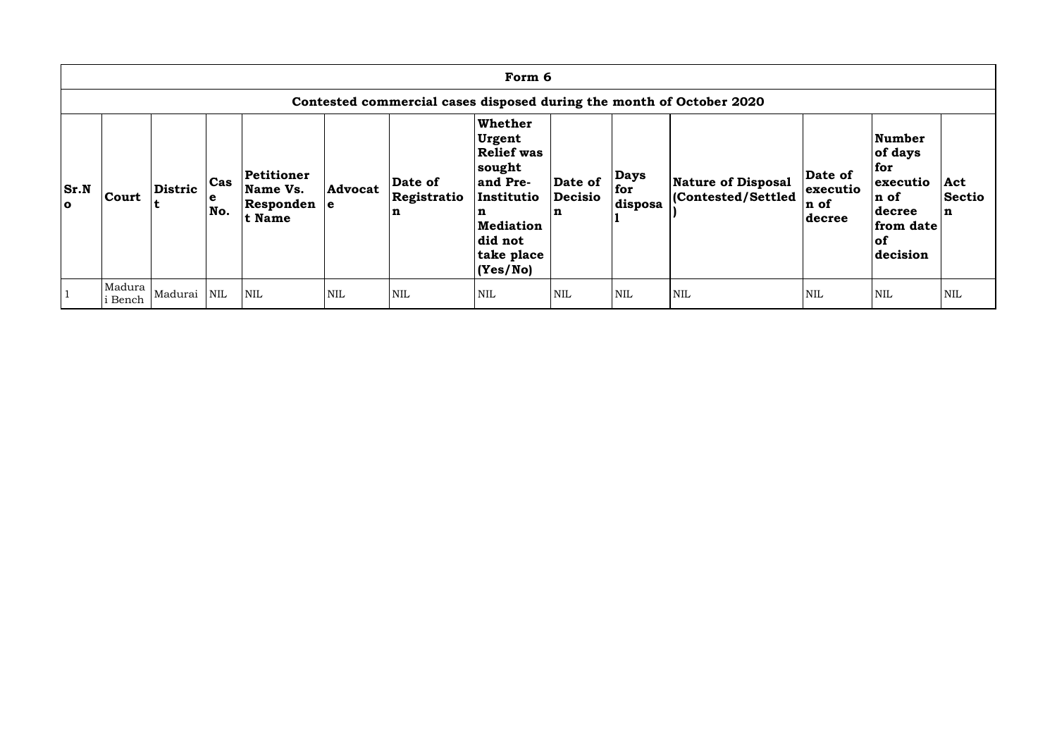| Form 6 | | | | | | | | | | | | | |
|---|---|---|---|---|---|---|---|---|---|---|---|---|---|
| Contested commercial cases disposed during the month of October 2020 | | | | | | | | | | | | | |
| **Sr.No** | **Court** | **District** | **Case No.** | **Petitioner Name Vs. Respondent Name** | **Advocate** | **Date of Registration** | **Whether Urgent Relief was sought and Pre-Institution Mediation did not take place (Yes/No)** | **Date of Decision** | **Days for disposal** | **Nature of Disposal (Contested/Settled)** | **Date of execution of decree** | **Number of days for execution of decree from date of decision** | **Act Section** |
| 1 | Madurai Bench | Madurai | NIL | NIL | NIL | NIL | NIL | NIL | NIL | NIL | NIL | NIL | NIL |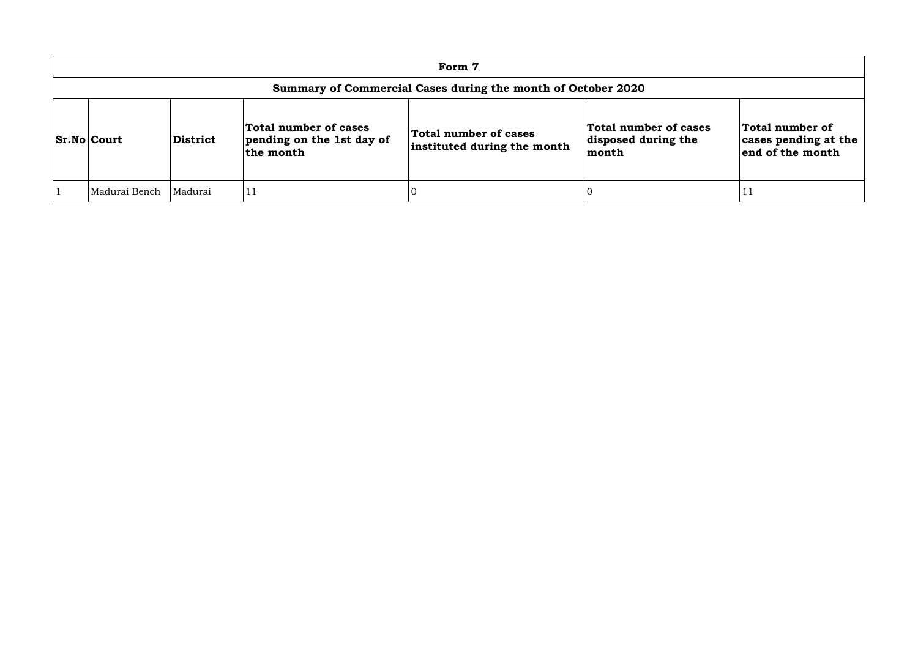# Form 7

## Summary of Commercial Cases during the month of October 2020

| Sr.No | Court | District | Total number of cases pending on the 1st day of the month | Total number of cases instituted during the month | Total number of cases disposed during the month | Total number of cases pending at the end of the month |
|---|---|---|---|---|---|---|
| 1 | Madurai Bench | Madurai | 11 | 0 | 0 | 11 |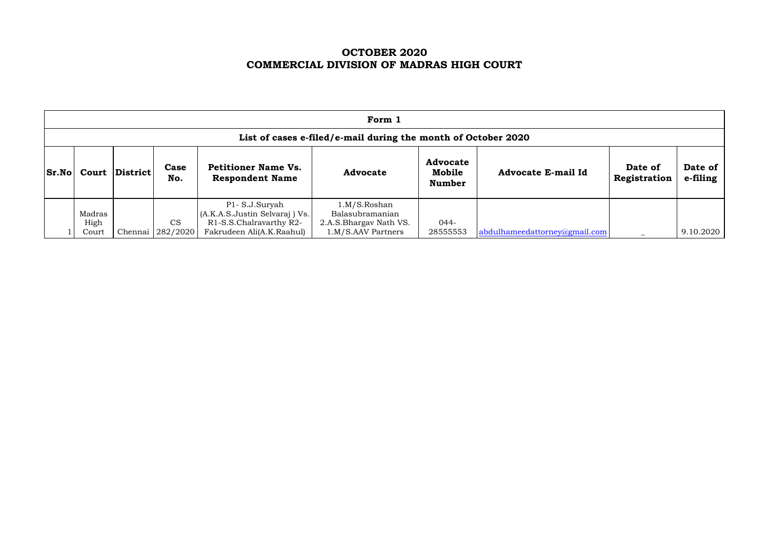# OCTOBER 2020
# COMMERCIAL DIVISION OF MADRAS HIGH COURT

| Form 1 | | | | | | | | | |
|---|---|---|---|---|---|---|---|---|---|
| **List of cases e-filed/e-mail during the month of October 2020** | | | | | | | | | |
| **Sr.No** | **Court** | **District** | **Case No.** | **Petitioner Name Vs. Respondent Name** | **Advocate** | **Advocate Mobile Number** | **Advocate E-mail Id** | **Date of Registration** | **Date of e-filing** |
| 1 | Madras High Court | Chennai | CS 282/2020 | P1- S.J.Suryah (A.K.A.S.Justin Selvaraj ) Vs. R1-S.S.Chalravarthy R2- Fakrudeen Ali(A.K.Raahul) | 1.M/S.Roshan Balasubramanian 2.A.S.Bhargav Nath VS. 1.M/S.AAV Partners | 044-28555553 | abdulhameedattorney@gmail.com | _ | 9.10.2020 |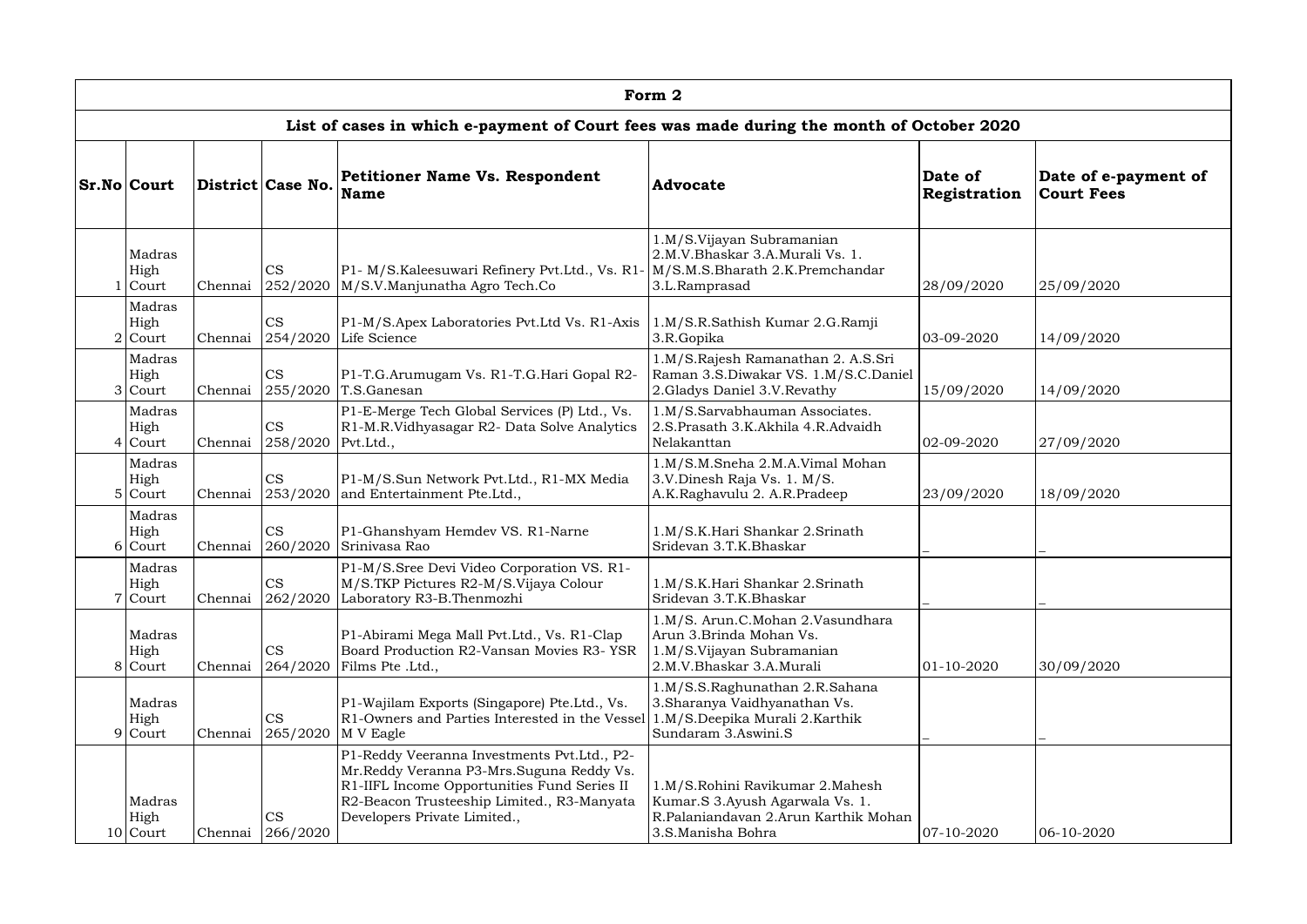## Form 2

### List of cases in which e-payment of Court fees was made during the month of October 2020

| Sr.No | Court | District | Case No. | Petitioner Name Vs. Respondent Name | Advocate | Date of Registration | Date of e-payment of Court Fees |
|---|---|---|---|---|---|---|---|
| 1 | Madras High Court | Chennai | CS 252/2020 | P1- M/S.Kaleesuwari Refinery Pvt.Ltd., Vs. R1-M/S.V.Manjunatha Agro Tech.Co | 1.M/S.Vijayan Subramanian 2.M.V.Bhaskar 3.A.Murali Vs. 1. M/S.M.S.Bharath 2.K.Premchandar 3.L.Ramprasad | 28/09/2020 | 25/09/2020 |
| 2 | Madras High Court | Chennai | CS 254/2020 | P1-M/S.Apex Laboratories Pvt.Ltd Vs. R1-Axis Life Science | 1.M/S.R.Sathish Kumar 2.G.Ramji 3.R.Gopika | 03-09-2020 | 14/09/2020 |
| 3 | Madras High Court | Chennai | CS 255/2020 | P1-T.G.Arumugam Vs. R1-T.G.Hari Gopal R2-T.S.Ganesan | 1.M/S.Rajesh Ramanathan 2. A.S.Sri Raman 3.S.Diwakar VS. 1.M/S.C.Daniel 2.Gladys Daniel 3.V.Revathy | 15/09/2020 | 14/09/2020 |
| 4 | Madras High Court | Chennai | CS 258/2020 | P1-E-Merge Tech Global Services (P) Ltd., Vs. R1-M.R.Vidhyasagar R2- Data Solve Analytics Pvt.Ltd., | 1.M/S.Sarvabhauman Associates. 2.S.Prasath 3.K.Akhila 4.R.Advaidh Nelakanttan | 02-09-2020 | 27/09/2020 |
| 5 | Madras High Court | Chennai | CS 253/2020 | P1-M/S.Sun Network Pvt.Ltd., R1-MX Media and Entertainment Pte.Ltd., | 1.M/S.M.Sneha 2.M.A.Vimal Mohan 3.V.Dinesh Raja Vs. 1. M/S. A.K.Raghavulu 2. A.R.Pradeep | 23/09/2020 | 18/09/2020 |
| 6 | Madras High Court | Chennai | CS 260/2020 | P1-Ghanshyam Hemdev VS. R1-Narne Srinivasa Rao | 1.M/S.K.Hari Shankar 2.Srinath Sridevan 3.T.K.Bhaskar | _ | _ |
| 7 | Madras High Court | Chennai | CS 262/2020 | P1-M/S.Sree Devi Video Corporation VS. R1-M/S.TKP Pictures R2-M/S.Vijaya Colour Laboratory R3-B.Thenmozhi | 1.M/S.K.Hari Shankar 2.Srinath Sridevan 3.T.K.Bhaskar | _ | _ |
| 8 | Madras High Court | Chennai | CS 264/2020 | P1-Abirami Mega Mall Pvt.Ltd., Vs. R1-Clap Board Production R2-Vansan Movies R3- YSR Films Pte .Ltd., | 1.M/S. Arun.C.Mohan 2.Vasundhara Arun 3.Brinda Mohan Vs. 1.M/S.Vijayan Subramanian 2.M.V.Bhaskar 3.A.Murali | 01-10-2020 | 30/09/2020 |
| 9 | Madras High Court | Chennai | CS 265/2020 | P1-Wajilam Exports (Singapore) Pte.Ltd., Vs. R1-Owners and Parties Interested in the Vessel M V Eagle | 1.M/S.S.Raghunathan 2.R.Sahana 3.Sharanya Vaidhyanathan Vs. 1.M/S.Deepika Murali 2.Karthik Sundaram 3.Aswini.S | _ | _ |
| 10 | Madras High Court | Chennai | CS 266/2020 | P1-Reddy Veeranna Investments Pvt.Ltd., P2-Mr.Reddy Veranna P3-Mrs.Suguna Reddy Vs. R1-IIFL Income Opportunities Fund Series II R2-Beacon Trusteeship Limited., R3-Manyata Developers Private Limited., | 1.M/S.Rohini Ravikumar 2.Mahesh Kumar.S 3.Ayush Agarwala Vs. 1. R.Palaniandavan 2.Arun Karthik Mohan 3.S.Manisha Bohra | 07-10-2020 | 06-10-2020 |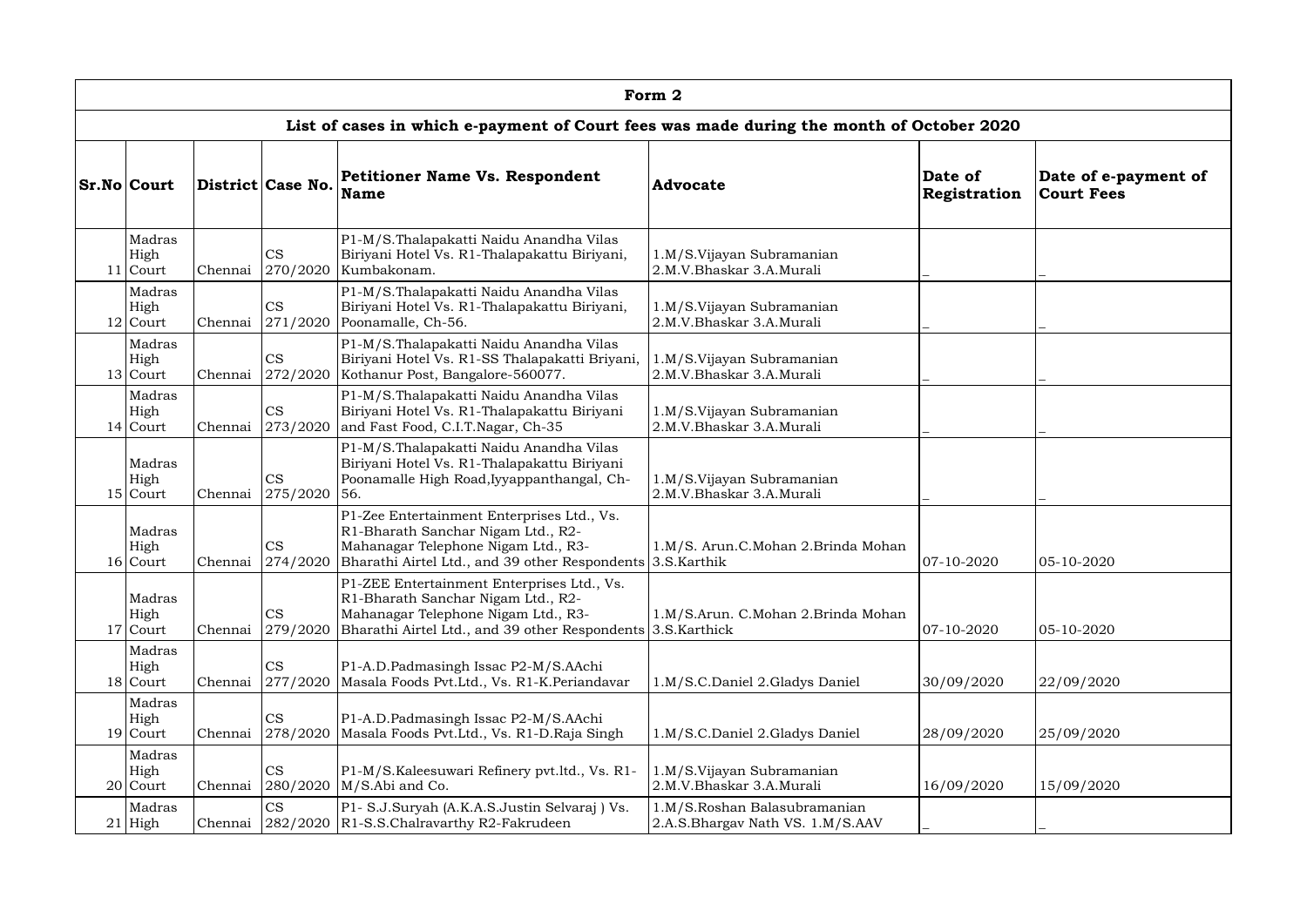| Form 2 | | | | | | | |
|---|---|---|---|---|---|---|---|
| **List of cases in which e-payment of Court fees was made during the month of October 2020** | | | | | | | |
| **Sr.No** | **Court** | **District** | **Case No.** | **Petitioner Name Vs. Respondent Name** | **Advocate** | **Date of Registration** | **Date of e-payment of Court Fees** |
| 11 | Madras High Court | Chennai | CS 270/2020 | P1-M/S.Thalapakatti Naidu Anandha Vilas Biriyani Hotel Vs. R1-Thalapakattu Biriyani, Kumbakonam. | 1.M/S.Vijayan Subramanian 2.M.V.Bhaskar 3.A.Murali | _ | _ |
| 12 | Madras High Court | Chennai | CS 271/2020 | P1-M/S.Thalapakatti Naidu Anandha Vilas Biriyani Hotel Vs. R1-Thalapakattu Biriyani, Poonamalle, Ch-56. | 1.M/S.Vijayan Subramanian 2.M.V.Bhaskar 3.A.Murali | _ | _ |
| 13 | Madras High Court | Chennai | CS 272/2020 | P1-M/S.Thalapakatti Naidu Anandha Vilas Biriyani Hotel Vs. R1-SS Thalapakatti Briyani, Kothanur Post, Bangalore-560077. | 1.M/S.Vijayan Subramanian 2.M.V.Bhaskar 3.A.Murali | _ | _ |
| 14 | Madras High Court | Chennai | CS 273/2020 | P1-M/S.Thalapakatti Naidu Anandha Vilas Biriyani Hotel Vs. R1-Thalapakattu Biriyani and Fast Food, C.I.T.Nagar, Ch-35 | 1.M/S.Vijayan Subramanian 2.M.V.Bhaskar 3.A.Murali | _ | _ |
| 15 | Madras High Court | Chennai | CS 275/2020 | P1-M/S.Thalapakatti Naidu Anandha Vilas Biriyani Hotel Vs. R1-Thalapakattu Biriyani Poonamalle High Road,Iyyappanthangal, Ch-56. | 1.M/S.Vijayan Subramanian 2.M.V.Bhaskar 3.A.Murali | _ | _ |
| 16 | Madras High Court | Chennai | CS 274/2020 | P1-Zee Entertainment Enterprises Ltd., Vs. R1-Bharath Sanchar Nigam Ltd., R2-Mahanagar Telephone Nigam Ltd., R3-Bharathi Airtel Ltd., and 39 other Respondents | 1.M/S. Arun.C.Mohan 2.Brinda Mohan 3.S.Karthik | 07-10-2020 | 05-10-2020 |
| 17 | Madras High Court | Chennai | CS 279/2020 | P1-ZEE Entertainment Enterprises Ltd., Vs. R1-Bharath Sanchar Nigam Ltd., R2-Mahanagar Telephone Nigam Ltd., R3-Bharathi Airtel Ltd., and 39 other Respondents | 1.M/S.Arun. C.Mohan 2.Brinda Mohan 3.S.Karthick | 07-10-2020 | 05-10-2020 |
| 18 | Madras High Court | Chennai | CS 277/2020 | P1-A.D.Padmasingh Issac P2-M/S.AAchi Masala Foods Pvt.Ltd., Vs. R1-K.Periandavar | 1.M/S.C.Daniel 2.Gladys Daniel | 30/09/2020 | 22/09/2020 |
| 19 | Madras High Court | Chennai | CS 278/2020 | P1-A.D.Padmasingh Issac P2-M/S.AAchi Masala Foods Pvt.Ltd., Vs. R1-D.Raja Singh | 1.M/S.C.Daniel 2.Gladys Daniel | 28/09/2020 | 25/09/2020 |
| 20 | Madras High Court | Chennai | CS 280/2020 | P1-M/S.Kaleesuwari Refinery pvt.ltd., Vs. R1-M/S.Abi and Co. | 1.M/S.Vijayan Subramanian 2.M.V.Bhaskar 3.A.Murali | 16/09/2020 | 15/09/2020 |
| 21 | Madras High | Chennai | CS 282/2020 | P1- S.J.Suryah (A.K.A.S.Justin Selvaraj ) Vs. R1-S.S.Chalravarthy R2-Fakrudeen | 1.M/S.Roshan Balasubramanian 2.A.S.Bhargav Nath VS. 1.M/S.AAV | _ | _ |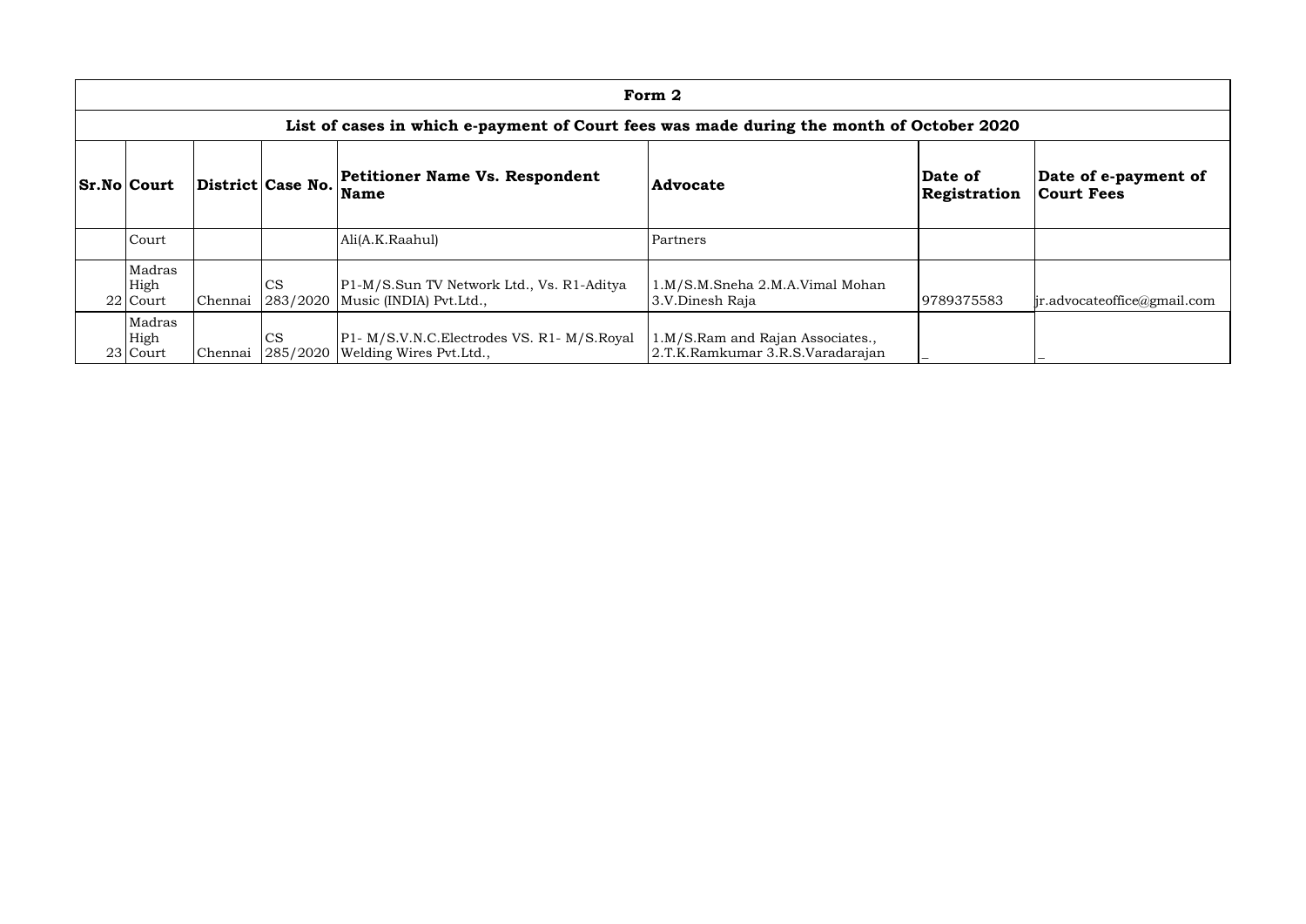| Form 2 | | | | | | | |
|---|---|---|---|---|---|---|---|
| List of cases in which e-payment of Court fees was made during the month of October 2020 | | | | | | | |
| **Sr.No** | **Court** | **District** | **Case No.** | **Petitioner Name Vs. Respondent Name** | **Advocate** | **Date of Registration** | **Date of e-payment of Court Fees** |
| | Court | | | Ali(A.K.Raahul) | Partners | | |
| 22 | Madras High Court | Chennai | CS 283/2020 | P1-M/S.Sun TV Network Ltd., Vs. R1-Aditya Music (INDIA) Pvt.Ltd., | 1.M/S.M.Sneha 2.M.A.Vimal Mohan 3.V.Dinesh Raja | 9789375583 | jr.advocateoffice@gmail.com |
| 23 | Madras High Court | Chennai | CS 285/2020 | P1- M/S.V.N.C.Electrodes VS. R1- M/S.Royal Welding Wires Pvt.Ltd., | 1.M/S.Ram and Rajan Associates., 2.T.K.Ramkumar 3.R.S.Varadarajan | _ | _ |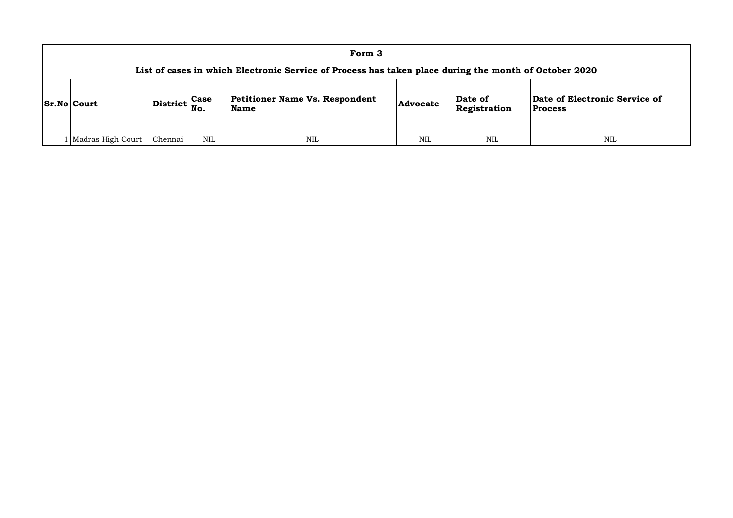| Form 3 | | | | | | | |
|---|---|---|---|---|---|---|---|
| **List of cases in which Electronic Service of Process has taken place during the month of October 2020** | | | | | | | |
| **Sr.No** | **Court** | **District** | **Case No.** | **Petitioner Name Vs. Respondent Name** | **Advocate** | **Date of Registration** | **Date of Electronic Service of Process** |
| 1 | Madras High Court | Chennai | NIL | NIL | NIL | NIL | NIL |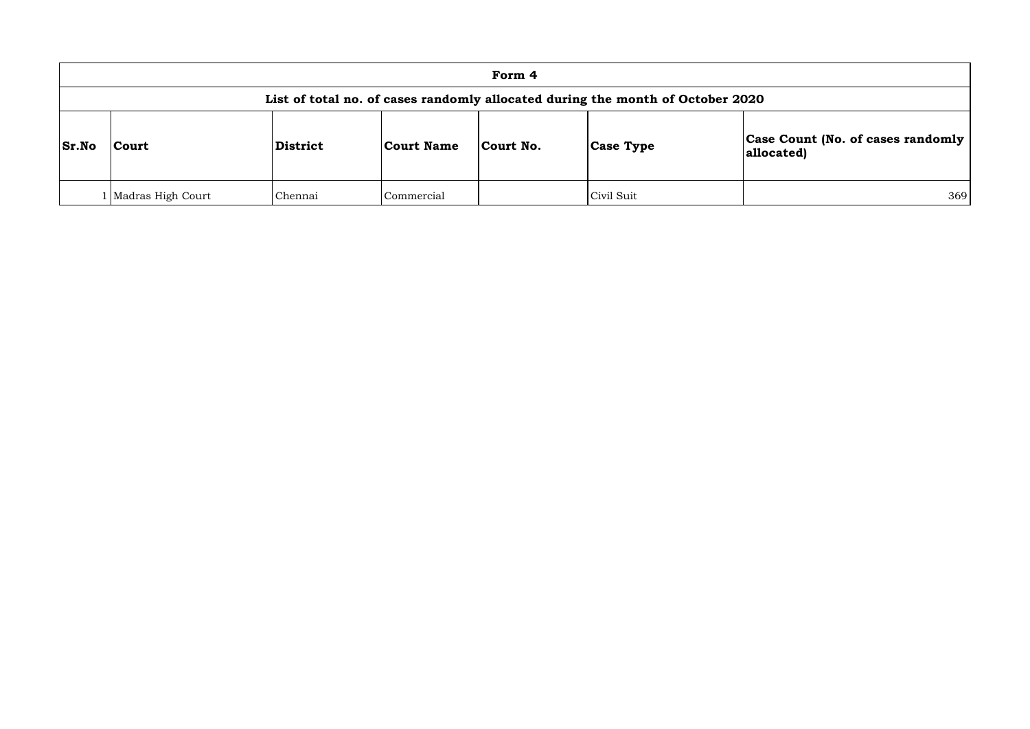| Form 4 | | | | | | |
|---|---|---|---|---|---|---|
| **List of total no. of cases randomly allocated during the month of October 2020** | | | | | | |
| **Sr.No** | **Court** | **District** | **Court Name** | **Court No.** | **Case Type** | **Case Count (No. of cases randomly allocated)** |
| 1 | Madras High Court | Chennai | Commercial | | Civil Suit | 369 |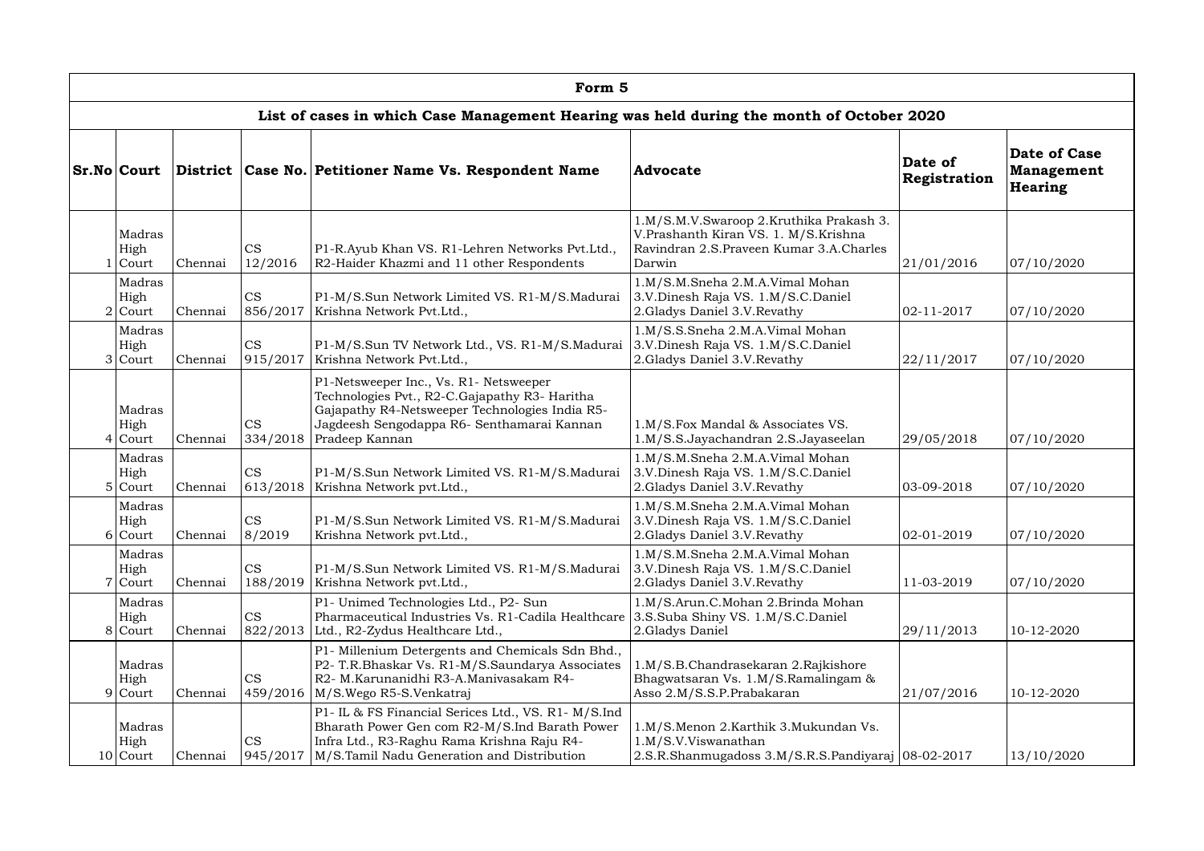## Form 5

### List of cases in which Case Management Hearing was held during the month of October 2020

| Sr.No | Court | District | Case No. | Petitioner Name Vs. Respondent Name | Advocate | Date of Registration | Date of Case Management Hearing |
|---|---|---|---|---|---|---|---|
| 1 | Madras High Court | Chennai | CS 12/2016 | P1-R.Ayub Khan VS. R1-Lehren Networks Pvt.Ltd., R2-Haider Khazmi and 11 other Respondents | 1.M/S.M.V.Swaroop 2.Kruthika Prakash 3. V.Prashanth Kiran VS. 1. M/S.Krishna Ravindran 2.S.Praveen Kumar 3.A.Charles Darwin | 21/01/2016 | 07/10/2020 |
| 2 | Madras High Court | Chennai | CS 856/2017 | P1-M/S.Sun Network Limited VS. R1-M/S.Madurai Krishna Network Pvt.Ltd., | 1.M/S.M.Sneha 2.M.A.Vimal Mohan 3.V.Dinesh Raja VS. 1.M/S.C.Daniel 2.Gladys Daniel 3.V.Revathy | 02-11-2017 | 07/10/2020 |
| 3 | Madras High Court | Chennai | CS 915/2017 | P1-M/S.Sun TV Network Ltd., VS. R1-M/S.Madurai Krishna Network Pvt.Ltd., | 1.M/S.S.Sneha 2.M.A.Vimal Mohan 3.V.Dinesh Raja VS. 1.M/S.C.Daniel 2.Gladys Daniel 3.V.Revathy | 22/11/2017 | 07/10/2020 |
| 4 | Madras High Court | Chennai | CS 334/2018 | P1-Netsweeper Inc., Vs. R1- Netsweeper Technologies Pvt., R2-C.Gajapathy R3- Haritha Gajapathy R4-Netsweeper Technologies India R5- Jagdeesh Sengodappa R6- Senthamarai Kannan Pradeep Kannan | 1.M/S.Fox Mandal & Associates VS. 1.M/S.S.Jayachandran 2.S.Jayaseelan | 29/05/2018 | 07/10/2020 |
| 5 | Madras High Court | Chennai | CS 613/2018 | P1-M/S.Sun Network Limited VS. R1-M/S.Madurai Krishna Network pvt.Ltd., | 1.M/S.M.Sneha 2.M.A.Vimal Mohan 3.V.Dinesh Raja VS. 1.M/S.C.Daniel 2.Gladys Daniel 3.V.Revathy | 03-09-2018 | 07/10/2020 |
| 6 | Madras High Court | Chennai | CS 8/2019 | P1-M/S.Sun Network Limited VS. R1-M/S.Madurai Krishna Network pvt.Ltd., | 1.M/S.M.Sneha 2.M.A.Vimal Mohan 3.V.Dinesh Raja VS. 1.M/S.C.Daniel 2.Gladys Daniel 3.V.Revathy | 02-01-2019 | 07/10/2020 |
| 7 | Madras High Court | Chennai | CS 188/2019 | P1-M/S.Sun Network Limited VS. R1-M/S.Madurai Krishna Network pvt.Ltd., | 1.M/S.M.Sneha 2.M.A.Vimal Mohan 3.V.Dinesh Raja VS. 1.M/S.C.Daniel 2.Gladys Daniel 3.V.Revathy | 11-03-2019 | 07/10/2020 |
| 8 | Madras High Court | Chennai | CS 822/2013 | P1- Unimed Technologies Ltd., P2- Sun Pharmaceutical Industries Vs. R1-Cadila Healthcare Ltd., R2-Zydus Healthcare Ltd., | 1.M/S.Arun.C.Mohan 2.Brinda Mohan 3.S.Suba Shiny VS. 1.M/S.C.Daniel 2.Gladys Daniel | 29/11/2013 | 10-12-2020 |
| 9 | Madras High Court | Chennai | CS 459/2016 | P1- Millenium Detergents and Chemicals Sdn Bhd., P2- T.R.Bhaskar Vs. R1-M/S.Saundarya Associates R2- M.Karunanidhi R3-A.Manivasakam R4- M/S.Wego R5-S.Venkatraj | 1.M/S.B.Chandrasekaran 2.Rajkishore Bhagwatsaran Vs. 1.M/S.Ramalingam & Asso 2.M/S.S.P.Prabakaran | 21/07/2016 | 10-12-2020 |
| 10 | Madras High Court | Chennai | CS 945/2017 | P1- IL & FS Financial Serices Ltd., VS. R1- M/S.Ind Bharath Power Gen com R2-M/S.Ind Barath Power Infra Ltd., R3-Raghu Rama Krishna Raju R4- M/S.Tamil Nadu Generation and Distribution | 1.M/S.Menon 2.Karthik 3.Mukundan Vs. 1.M/S.V.Viswanathan 2.S.R.Shanmugadoss 3.M/S.R.S.Pandiyaraj | 08-02-2017 | 13/10/2020 |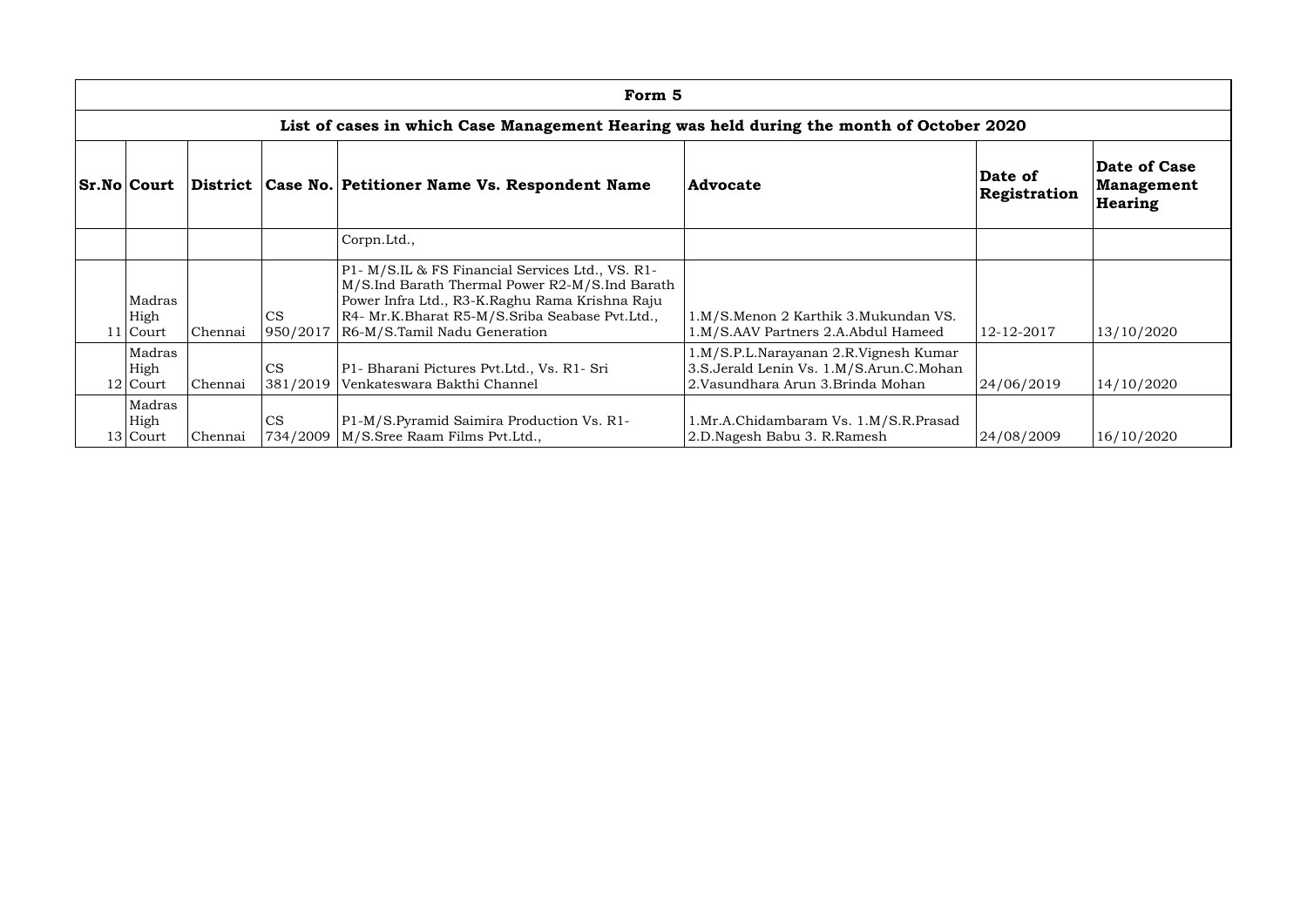| Form 5 | | | | | | | |
|---|---|---|---|---|---|---|---|
| List of cases in which Case Management Hearing was held during the month of October 2020 | | | | | | | |
| **Sr.No** | **Court** | **District** | **Case No.** | **Petitioner Name Vs. Respondent Name** | **Advocate** | **Date of Registration** | **Date of Case Management Hearing** |
| | | | | Corpn.Ltd., | | | |
| 11 | Madras High Court | Chennai | CS 950/2017 | P1- M/S.IL & FS Financial Services Ltd., VS. R1- M/S.Ind Barath Thermal Power R2-M/S.Ind Barath Power Infra Ltd., R3-K.Raghu Rama Krishna Raju R4- Mr.K.Bharat R5-M/S.Sriba Seabase Pvt.Ltd., R6-M/S.Tamil Nadu Generation | 1.M/S.Menon 2 Karthik 3.Mukundan VS. 1.M/S.AAV Partners 2.A.Abdul Hameed | 12-12-2017 | 13/10/2020 |
| 12 | Madras High Court | Chennai | CS 381/2019 | P1- Bharani Pictures Pvt.Ltd., Vs. R1- Sri Venkateswara Bakthi Channel | 1.M/S.P.L.Narayanan 2.R.Vignesh Kumar 3.S.Jerald Lenin Vs. 1.M/S.Arun.C.Mohan 2.Vasundhara Arun 3.Brinda Mohan | 24/06/2019 | 14/10/2020 |
| 13 | Madras High Court | Chennai | CS 734/2009 | P1-M/S.Pyramid Saimira Production Vs. R1- M/S.Sree Raam Films Pvt.Ltd., | 1.Mr.A.Chidambaram Vs. 1.M/S.R.Prasad 2.D.Nagesh Babu 3. R.Ramesh | 24/08/2009 | 16/10/2020 |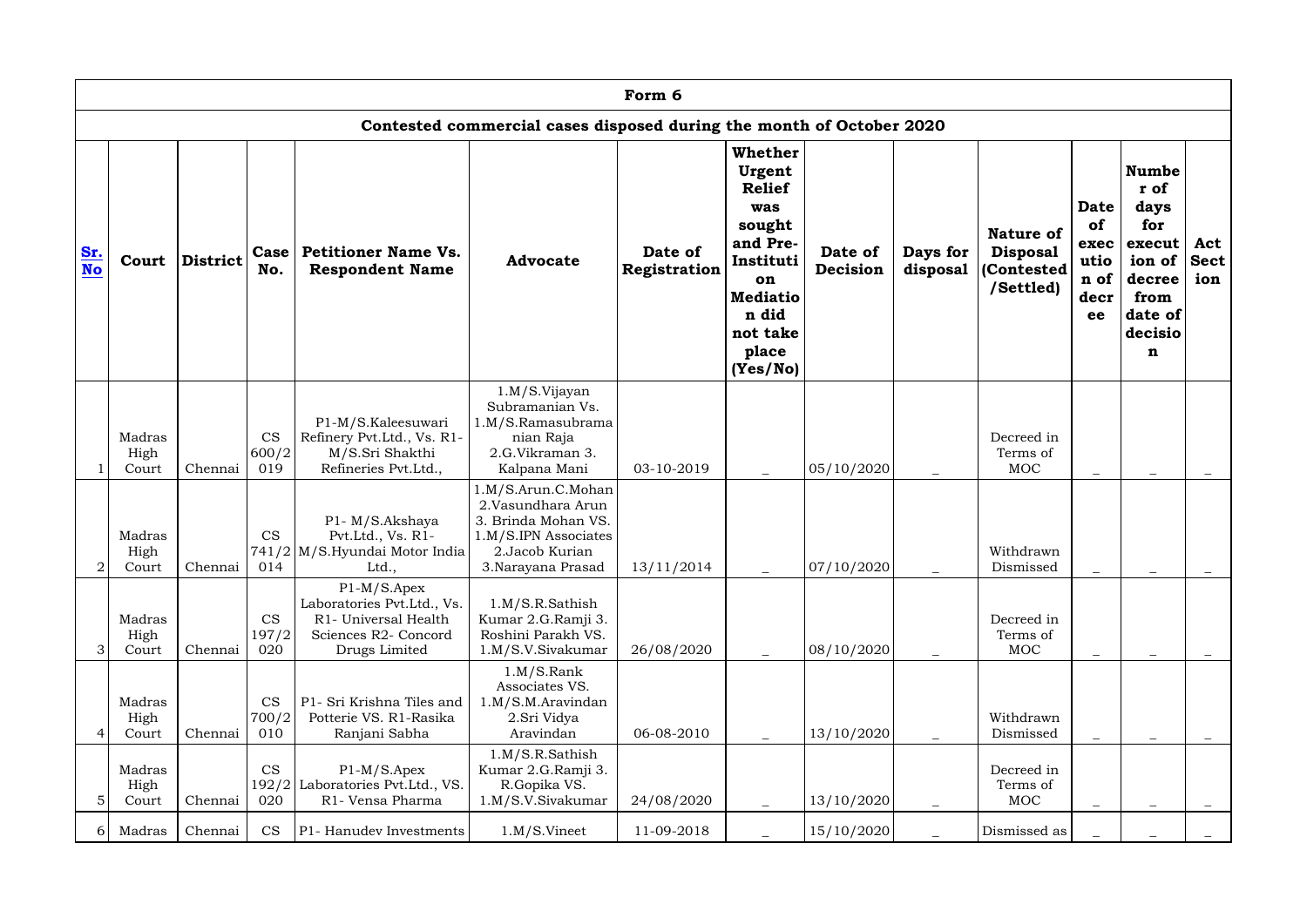| Form 6 | | | | | | | | | | | | | | |
|---|---|---|---|---|---|---|---|---|---|---|---|---|---|---|
| **Contested commercial cases disposed during the month of October 2020** | | | | | | | | | | | | | | |
| **Sr. No** | **Court** | **District** | **Case No.** | **Petitioner Name Vs. Respondent Name** | **Advocate** | **Date of Registration** | **Whether Urgent Relief was sought and Pre-Institution Mediation did not take place (Yes/No)** | **Date of Decision** | **Days for disposal** | **Nature of Disposal (Contested /Settled)** | **Date of execution of decree** | **Number of days for execution of decree from date of decision** | **Act Section** |
| 1 | Madras High Court | Chennai | CS 600/2019 | P1-M/S.Kaleesuwari Refinery Pvt.Ltd., Vs. R1-M/S.Sri Shakthi Refineries Pvt.Ltd., | 1.M/S.Vijayan Subramanian Vs. 1.M/S.Ramasubramanian Raja 2.G.Vikraman 3. Kalpana Mani | 03-10-2019 | _ | 05/10/2020 | _ | Decreed in Terms of MOC | _ | _ | _ |
| 2 | Madras High Court | Chennai | CS 741/2014 | P1- M/S.Akshaya Pvt.Ltd., Vs. R1-M/S.Hyundai Motor India Ltd., | 1.M/S.Arun.C.Mohan 2.Vasundhara Arun 3. Brinda Mohan VS. 1.M/S.IPN Associates 2.Jacob Kurian 3.Narayana Prasad | 13/11/2014 | _ | 07/10/2020 | _ | Withdrawn Dismissed | _ | _ | _ |
| 3 | Madras High Court | Chennai | CS 197/2020 | P1-M/S.Apex Laboratories Pvt.Ltd., Vs. R1- Universal Health Sciences R2- Concord Drugs Limited | 1.M/S.R.Sathish Kumar 2.G.Ramji 3. Roshini Parakh VS. 1.M/S.V.Sivakumar | 26/08/2020 | _ | 08/10/2020 | _ | Decreed in Terms of MOC | _ | _ | _ |
| 4 | Madras High Court | Chennai | CS 700/2010 | P1- Sri Krishna Tiles and Potterie VS. R1-Rasika Ranjani Sabha | 1.M/S.Rank Associates VS. 1.M/S.M.Aravindan 2.Sri Vidya Aravindan | 06-08-2010 | _ | 13/10/2020 | _ | Withdrawn Dismissed | _ | _ | _ |
| 5 | Madras High Court | Chennai | CS 192/2020 | P1-M/S.Apex Laboratories Pvt.Ltd., VS. R1- Vensa Pharma | 1.M/S.R.Sathish Kumar 2.G.Ramji 3. R.Gopika VS. 1.M/S.V.Sivakumar | 24/08/2020 | _ | 13/10/2020 | _ | Decreed in Terms of MOC | _ | _ | _ |
| 6 | Madras | Chennai | CS | P1- Hanudev Investments | 1.M/S.Vineet | 11-09-2018 | _ | 15/10/2020 | _ | Dismissed as | _ | _ | _ |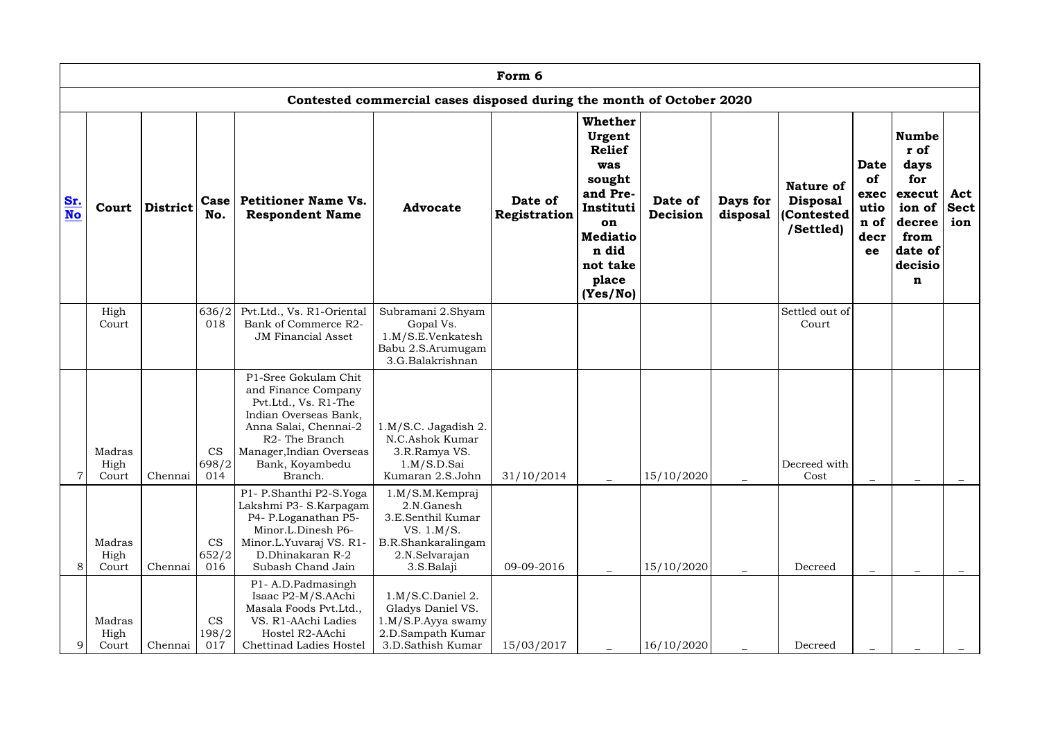| Form 6 | | | | | | | | | | | | | | |
|---|---|---|---|---|---|---|---|---|---|---|---|---|---|---|
| Contested commercial cases disposed during the month of October 2020 | | | | | | | | | | | | | | |
| **Sr. No** | **Court** | **District** | **Case No.** | **Petitioner Name Vs. Respondent Name** | **Advocate** | **Date of Registration** | **Whether Urgent Relief was sought and Pre-Institution Mediation did not take place (Yes/No)** | **Date of Decision** | **Days for disposal** | **Nature of Disposal (Contested /Settled)** | **Date of execution of decree** | **Number of days for execution of decree from date of decision** | **Act Section** |
| | High Court | | 636/2018 | Pvt.Ltd., Vs. R1-Oriental Bank of Commerce R2-JM Financial Asset | Subramani 2.Shyam Gopal Vs. 1.M/S.E.Venkatesh Babu 2.S.Arumugam 3.G.Balakrishnan | | | | | Settled out of Court | | | |
| 7 | Madras High Court | Chennai | CS 698/2014 | P1-Sree Gokulam Chit and Finance Company Pvt.Ltd., Vs. R1-The Indian Overseas Bank, Anna Salai, Chennai-2 R2- The Branch Manager,Indian Overseas Bank, Koyambedu Branch. | 1.M/S.C. Jagadish 2. N.C.Ashok Kumar 3.R.Ramya VS. 1.M/S.D.Sai Kumaran 2.S.John | 31/10/2014 | _ | 15/10/2020 | _ | Decreed with Cost | _ | _ | _ |
| 8 | Madras High Court | Chennai | CS 652/2016 | P1- P.Shanthi P2-S.Yoga Lakshmi P3- S.Karpagam P4- P.Loganathan P5-Minor.L.Dinesh P6-Minor.L.Yuvaraj VS. R1-D.Dhinakaran R-2 Subash Chand Jain | 1.M/S.M.Kempraj 2.N.Ganesh 3.E.Senthil Kumar VS. 1.M/S. B.R.Shankaralingam 2.N.Selvarajan 3.S.Balaji | 09-09-2016 | _ | 15/10/2020 | _ | Decreed | _ | _ | _ |
| 9 | Madras High Court | Chennai | CS 198/2017 | P1- A.D.Padmasingh Isaac P2-M/S.AAchi Masala Foods Pvt.Ltd., VS. R1-AAchi Ladies Hostel R2-AAchi Chettinad Ladies Hostel | 1.M/S.C.Daniel 2. Gladys Daniel VS. 1.M/S.P.Ayya swamy 2.D.Sampath Kumar 3.D.Sathish Kumar | 15/03/2017 | _ | 16/10/2020 | _ | Decreed | _ | _ | _ |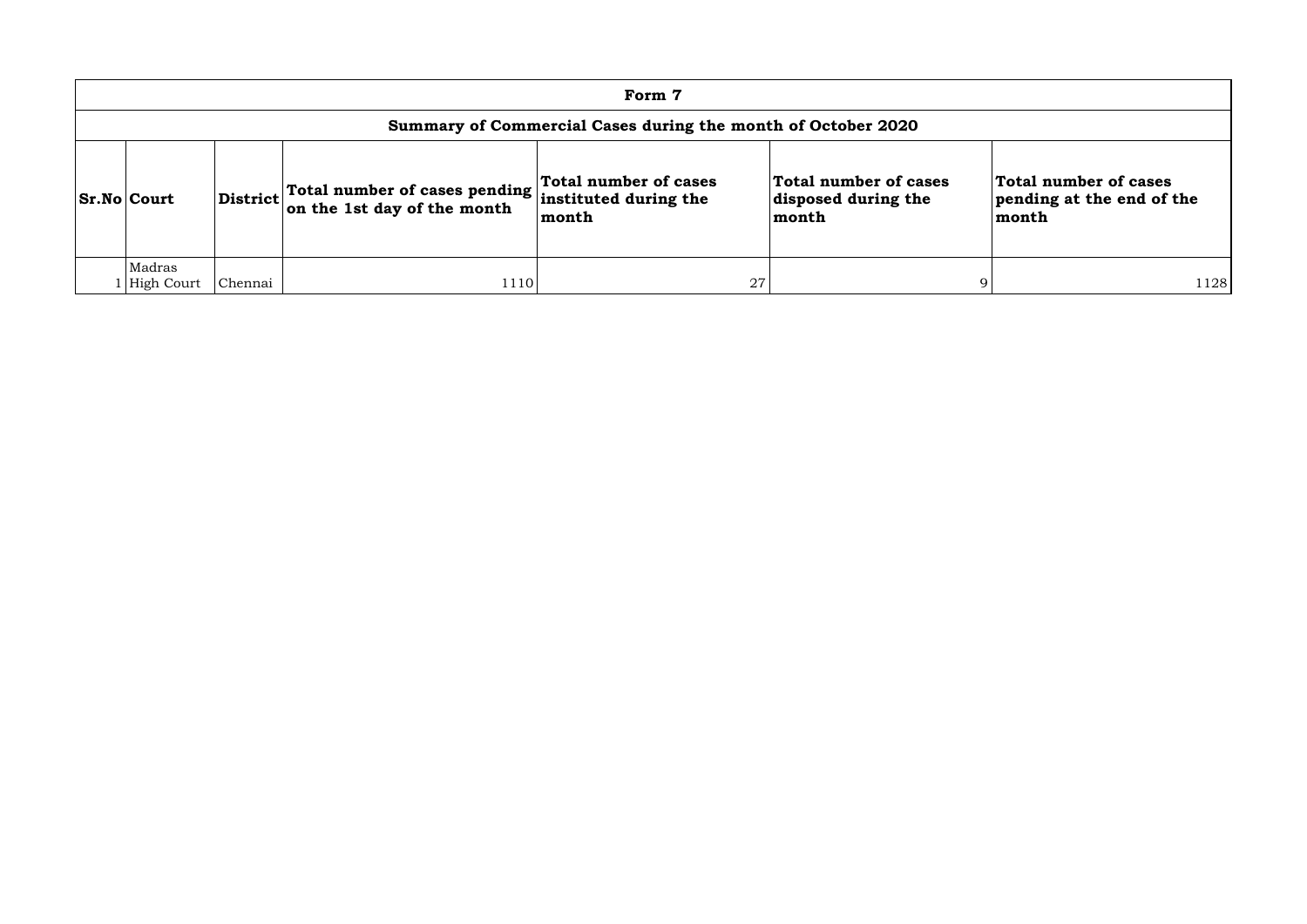| Form 7 | | | | | | |
|---|---|---|---|---|---|---|
| **Summary of Commercial Cases during the month of October 2020** | | | | | | |
| **Sr.No** | **Court** | **District** | **Total number of cases pending on the 1st day of the month** | **Total number of cases instituted during the month** | **Total number of cases disposed during the month** | **Total number of cases pending at the end of the month** |
| 1 | Madras High Court | Chennai | 1110 | 27 | 9 | 1128 |